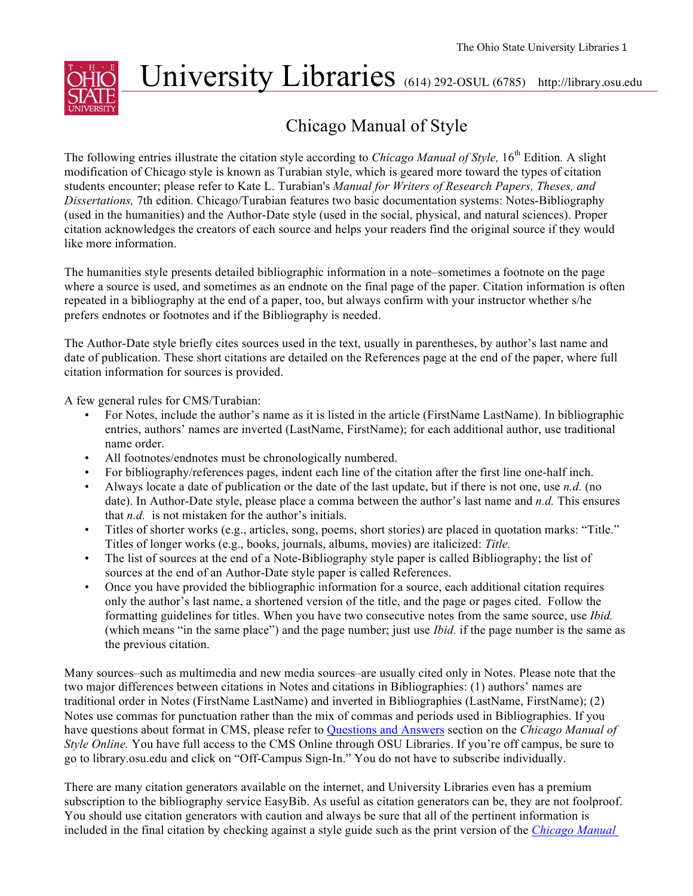# University Libraries (614) 292-OSUL (6785) http://library.osu.edu

## Chicago Manual of Style

The following entries illustrate the citation style according to *Chicago Manual of Style,* 16th Edition*.* A slight modification of Chicago style is known as Turabian style, which is geared more toward the types of citation students encounter; please refer to Kate L. Turabian's *Manual for Writers of Research Papers, Theses, and Dissertations,* 7th edition. Chicago/Turabian features two basic documentation systems: Notes-Bibliography (used in the humanities) and the Author-Date style (used in the social, physical, and natural sciences). Proper citation acknowledges the creators of each source and helps your readers find the original source if they would like more information.

The humanities style presents detailed bibliographic information in a note–sometimes a footnote on the page where a source is used, and sometimes as an endnote on the final page of the paper. Citation information is often repeated in a bibliography at the end of a paper, too, but always confirm with your instructor whether s/he prefers endnotes or footnotes and if the Bibliography is needed.

The Author-Date style briefly cites sources used in the text, usually in parentheses, by author's last name and date of publication. These short citations are detailed on the References page at the end of the paper, where full citation information for sources is provided.

A few general rules for CMS/Turabian:

- For Notes, include the author's name as it is listed in the article (FirstName LastName). In bibliographic entries, authors' names are inverted (LastName, FirstName); for each additional author, use traditional name order.
- All footnotes/endnotes must be chronologically numbered.
- For bibliography/references pages, indent each line of the citation after the first line one-half inch.
- Always locate a date of publication or the date of the last update, but if there is not one, use *n.d.* (no date). In Author-Date style, please place a comma between the author's last name and *n.d.* This ensures that *n.d.* is not mistaken for the author's initials.
- Titles of shorter works (e.g., articles, song, poems, short stories) are placed in quotation marks: "Title." Titles of longer works (e.g., books, journals, albums, movies) are italicized: *Title.*
- The list of sources at the end of a Note-Bibliography style paper is called Bibliography; the list of sources at the end of an Author-Date style paper is called References.
- Once you have provided the bibliographic information for a source, each additional citation requires only the author's last name, a shortened version of the title, and the page or pages cited. Follow the formatting guidelines for titles. When you have two consecutive notes from the same source, use *Ibid.* (which means "in the same place") and the page number; just use *Ibid.* if the page number is the same as the previous citation.

Many sources–such as multimedia and new media sources–are usually cited only in Notes. Please note that the two major differences between citations in Notes and citations in Bibliographies: (1) authors' names are traditional order in Notes (FirstName LastName) and inverted in Bibliographies (LastName, FirstName); (2) Notes use commas for punctuation rather than the mix of commas and periods used in Bibliographies. If you have questions about format in CMS, please refer to Questions and Answers section on the *Chicago Manual of Style Online.* You have full access to the CMS Online through OSU Libraries. If you're off campus, be sure to go to library.osu.edu and click on "Off-Campus Sign-In." You do not have to subscribe individually.

There are many citation generators available on the internet, and University Libraries even has a premium subscription to the bibliography service EasyBib. As useful as citation generators can be, they are not foolproof. You should use citation generators with caution and always be sure that all of the pertinent information is included in the final citation by checking against a style guide such as the print version of the *Chicago Manual*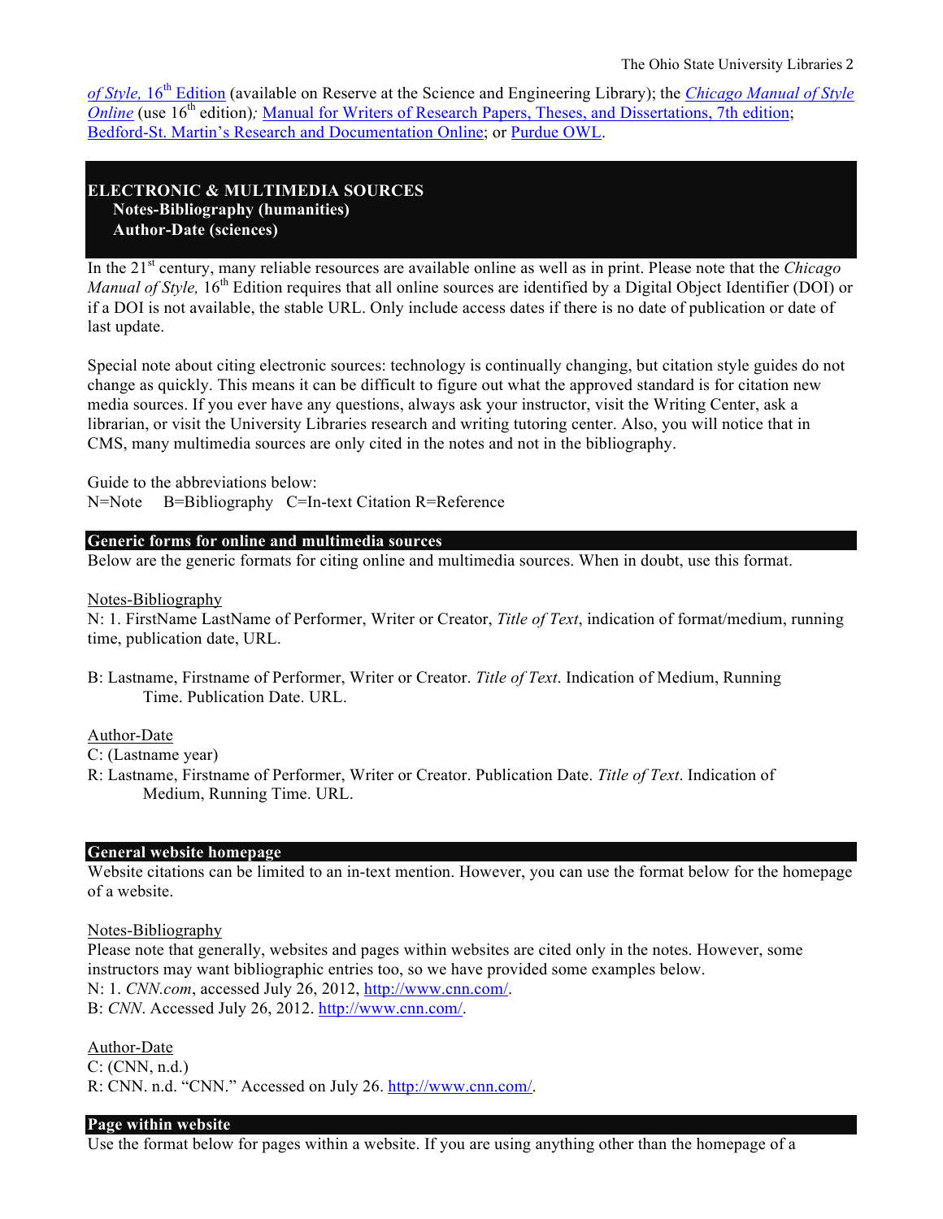*of Style*, 16th Edition (available on Reserve at the Science and Engineering Library); the *Chicago Manual of Style Online* (use 16th edition); Manual for Writers of Research Papers, Theses, and Dissertations, 7th edition; Bedford-St. Martin's Research and Documentation Online; or Purdue OWL.

## ELECTRONIC & MULTIMEDIA SOURCES

**Notes-Bibliography (humanities)**
**Author-Date (sciences)**

In the 21st century, many reliable resources are available online as well as in print. Please note that the *Chicago Manual of Style*, 16th Edition requires that all online sources are identified by a Digital Object Identifier (DOI) or if a DOI is not available, the stable URL. Only include access dates if there is no date of publication or date of last update.

Special note about citing electronic sources: technology is continually changing, but citation style guides do not change as quickly. This means it can be difficult to figure out what the approved standard is for citation new media sources. If you ever have any questions, always ask your instructor, visit the Writing Center, ask a librarian, or visit the University Libraries research and writing tutoring center. Also, you will notice that in CMS, many multimedia sources are only cited in the notes and not in the bibliography.

Guide to the abbreviations below:
N=Note B=Bibliography C=In-text Citation R=Reference

### Generic forms for online and multimedia sources

Below are the generic formats for citing online and multimedia sources. When in doubt, use this format.

Notes-Bibliography

N: 1. FirstName LastName of Performer, Writer or Creator, *Title of Text*, indication of format/medium, running time, publication date, URL.

B: Lastname, Firstname of Performer, Writer or Creator. *Title of Text*. Indication of Medium, Running Time. Publication Date. URL.

Author-Date

C: (Lastname year)

R: Lastname, Firstname of Performer, Writer or Creator. Publication Date. *Title of Text*. Indication of Medium, Running Time. URL.

### General website homepage

Website citations can be limited to an in-text mention. However, you can use the format below for the homepage of a website.

Notes-Bibliography

Please note that generally, websites and pages within websites are cited only in the notes. However, some instructors may want bibliographic entries too, so we have provided some examples below.

N: 1. *CNN.com*, accessed July 26, 2012, http://www.cnn.com/.

B: *CNN*. Accessed July 26, 2012. http://www.cnn.com/.

Author-Date

C: (CNN, n.d.)

R: CNN. n.d. "CNN." Accessed on July 26. http://www.cnn.com/.

### Page within website

Use the format below for pages within a website. If you are using anything other than the homepage of a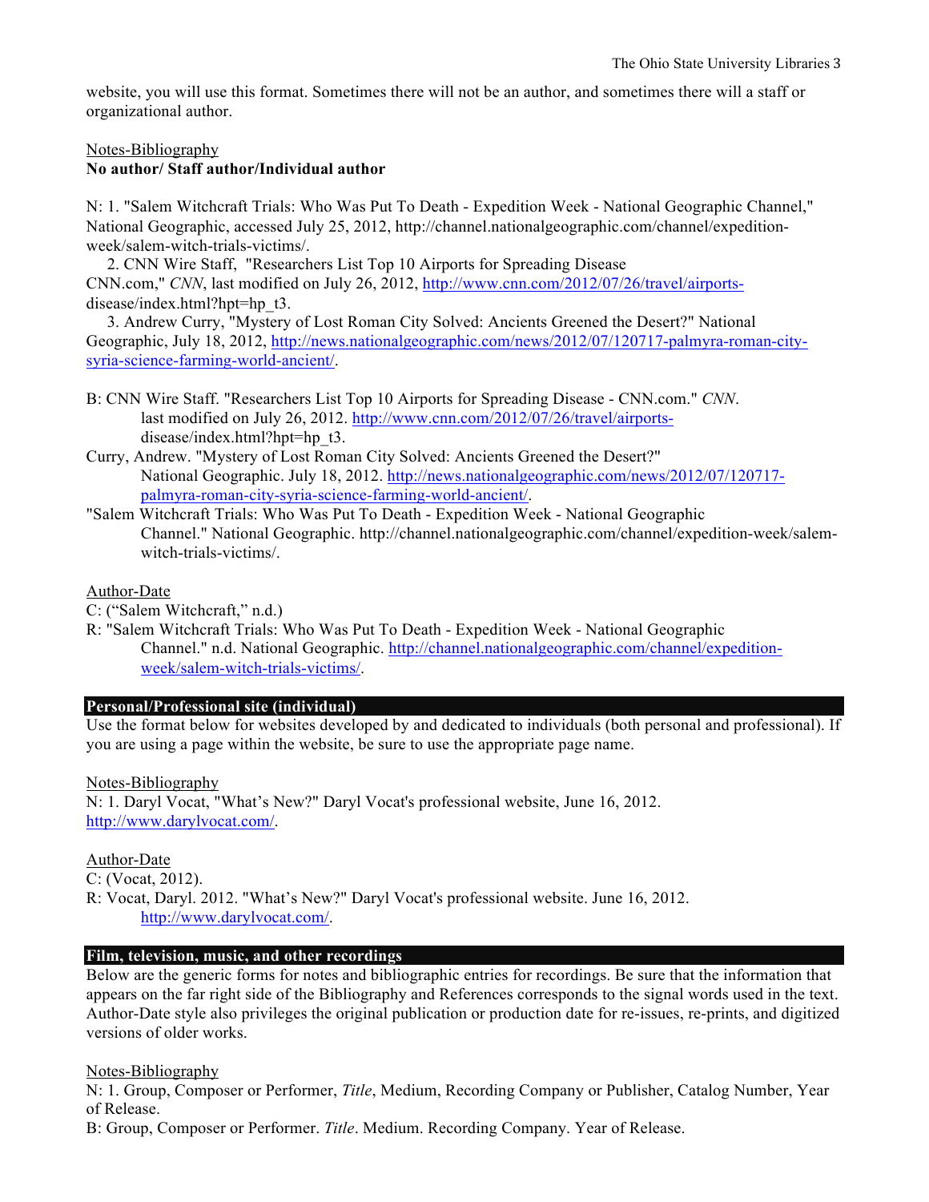website, you will use this format. Sometimes there will not be an author, and sometimes there will a staff or organizational author.

Notes-Bibliography

**No author/ Staff author/Individual author**

N: 1. "Salem Witchcraft Trials: Who Was Put To Death - Expedition Week - National Geographic Channel," National Geographic, accessed July 25, 2012, http://channel.nationalgeographic.com/channel/expedition-week/salem-witch-trials-victims/.

2. CNN Wire Staff, "Researchers List Top 10 Airports for Spreading Disease CNN.com," *CNN*, last modified on July 26, 2012, http://www.cnn.com/2012/07/26/travel/airports-disease/index.html?hpt=hp_t3.

3. Andrew Curry, "Mystery of Lost Roman City Solved: Ancients Greened the Desert?" National Geographic, July 18, 2012, http://news.nationalgeographic.com/news/2012/07/120717-palmyra-roman-city-syria-science-farming-world-ancient/.

B: CNN Wire Staff. "Researchers List Top 10 Airports for Spreading Disease - CNN.com." *CNN*. last modified on July 26, 2012. http://www.cnn.com/2012/07/26/travel/airports-disease/index.html?hpt=hp_t3.

Curry, Andrew. "Mystery of Lost Roman City Solved: Ancients Greened the Desert?" National Geographic. July 18, 2012. http://news.nationalgeographic.com/news/2012/07/120717-palmyra-roman-city-syria-science-farming-world-ancient/.

"Salem Witchcraft Trials: Who Was Put To Death - Expedition Week - National Geographic Channel." National Geographic. http://channel.nationalgeographic.com/channel/expedition-week/salem-witch-trials-victims/.

Author-Date

C: ("Salem Witchcraft," n.d.)

R: "Salem Witchcraft Trials: Who Was Put To Death - Expedition Week - National Geographic Channel." n.d. National Geographic. http://channel.nationalgeographic.com/channel/expedition-week/salem-witch-trials-victims/.

## Personal/Professional site (individual)

Use the format below for websites developed by and dedicated to individuals (both personal and professional). If you are using a page within the website, be sure to use the appropriate page name.

Notes-Bibliography

N: 1. Daryl Vocat, "What's New?" Daryl Vocat's professional website, June 16, 2012. http://www.darylvocat.com/.

Author-Date

C: (Vocat, 2012).

R: Vocat, Daryl. 2012. "What's New?" Daryl Vocat's professional website. June 16, 2012. http://www.darylvocat.com/.

## Film, television, music, and other recordings

Below are the generic forms for notes and bibliographic entries for recordings. Be sure that the information that appears on the far right side of the Bibliography and References corresponds to the signal words used in the text. Author-Date style also privileges the original publication or production date for re-issues, re-prints, and digitized versions of older works.

Notes-Bibliography

N: 1. Group, Composer or Performer, *Title*, Medium, Recording Company or Publisher, Catalog Number, Year of Release.

B: Group, Composer or Performer. *Title*. Medium. Recording Company. Year of Release.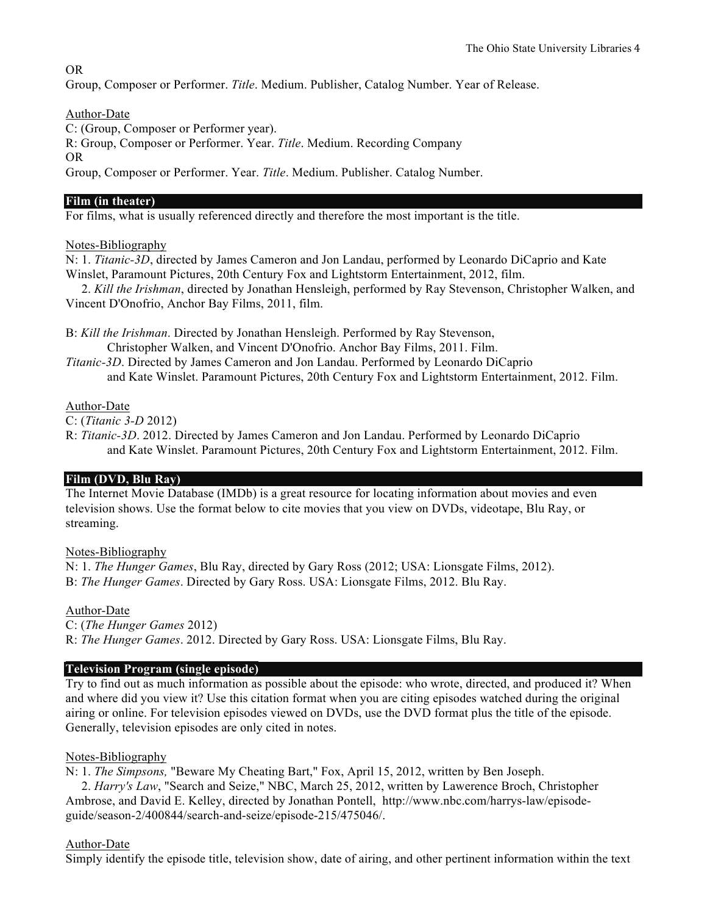OR

Group, Composer or Performer. *Title*. Medium. Publisher, Catalog Number. Year of Release.

Author-Date

C: (Group, Composer or Performer year).

R: Group, Composer or Performer. Year. *Title*. Medium. Recording Company

OR

Group, Composer or Performer. Year. *Title*. Medium. Publisher. Catalog Number.

## Film (in theater)

For films, what is usually referenced directly and therefore the most important is the title.

Notes-Bibliography

N: 1. *Titanic-3D*, directed by James Cameron and Jon Landau, performed by Leonardo DiCaprio and Kate Winslet, Paramount Pictures, 20th Century Fox and Lightstorm Entertainment, 2012, film.

2. *Kill the Irishman*, directed by Jonathan Hensleigh, performed by Ray Stevenson, Christopher Walken, and Vincent D'Onofrio, Anchor Bay Films, 2011, film.

B: *Kill the Irishman*. Directed by Jonathan Hensleigh. Performed by Ray Stevenson, Christopher Walken, and Vincent D'Onofrio. Anchor Bay Films, 2011. Film.

*Titanic-3D*. Directed by James Cameron and Jon Landau. Performed by Leonardo DiCaprio and Kate Winslet. Paramount Pictures, 20th Century Fox and Lightstorm Entertainment, 2012. Film.

Author-Date

C: (*Titanic 3-D* 2012)

R: *Titanic-3D*. 2012. Directed by James Cameron and Jon Landau. Performed by Leonardo DiCaprio and Kate Winslet. Paramount Pictures, 20th Century Fox and Lightstorm Entertainment, 2012. Film.

## Film (DVD, Blu Ray)

The Internet Movie Database (IMDb) is a great resource for locating information about movies and even television shows. Use the format below to cite movies that you view on DVDs, videotape, Blu Ray, or streaming.

Notes-Bibliography

N: 1. *The Hunger Games*, Blu Ray, directed by Gary Ross (2012; USA: Lionsgate Films, 2012).

B: *The Hunger Games*. Directed by Gary Ross. USA: Lionsgate Films, 2012. Blu Ray.

Author-Date

C: (*The Hunger Games* 2012)

R: *The Hunger Games*. 2012. Directed by Gary Ross. USA: Lionsgate Films, Blu Ray.

## Television Program (single episode)

Try to find out as much information as possible about the episode: who wrote, directed, and produced it? When and where did you view it? Use this citation format when you are citing episodes watched during the original airing or online. For television episodes viewed on DVDs, use the DVD format plus the title of the episode. Generally, television episodes are only cited in notes.

Notes-Bibliography

N: 1. *The Simpsons,* "Beware My Cheating Bart," Fox, April 15, 2012, written by Ben Joseph.

2. *Harry's Law*, "Search and Seize," NBC, March 25, 2012, written by Lawerence Broch, Christopher Ambrose, and David E. Kelley, directed by Jonathan Pontell, http://www.nbc.com/harrys-law/episode-guide/season-2/400844/search-and-seize/episode-215/475046/.

Author-Date

Simply identify the episode title, television show, date of airing, and other pertinent information within the text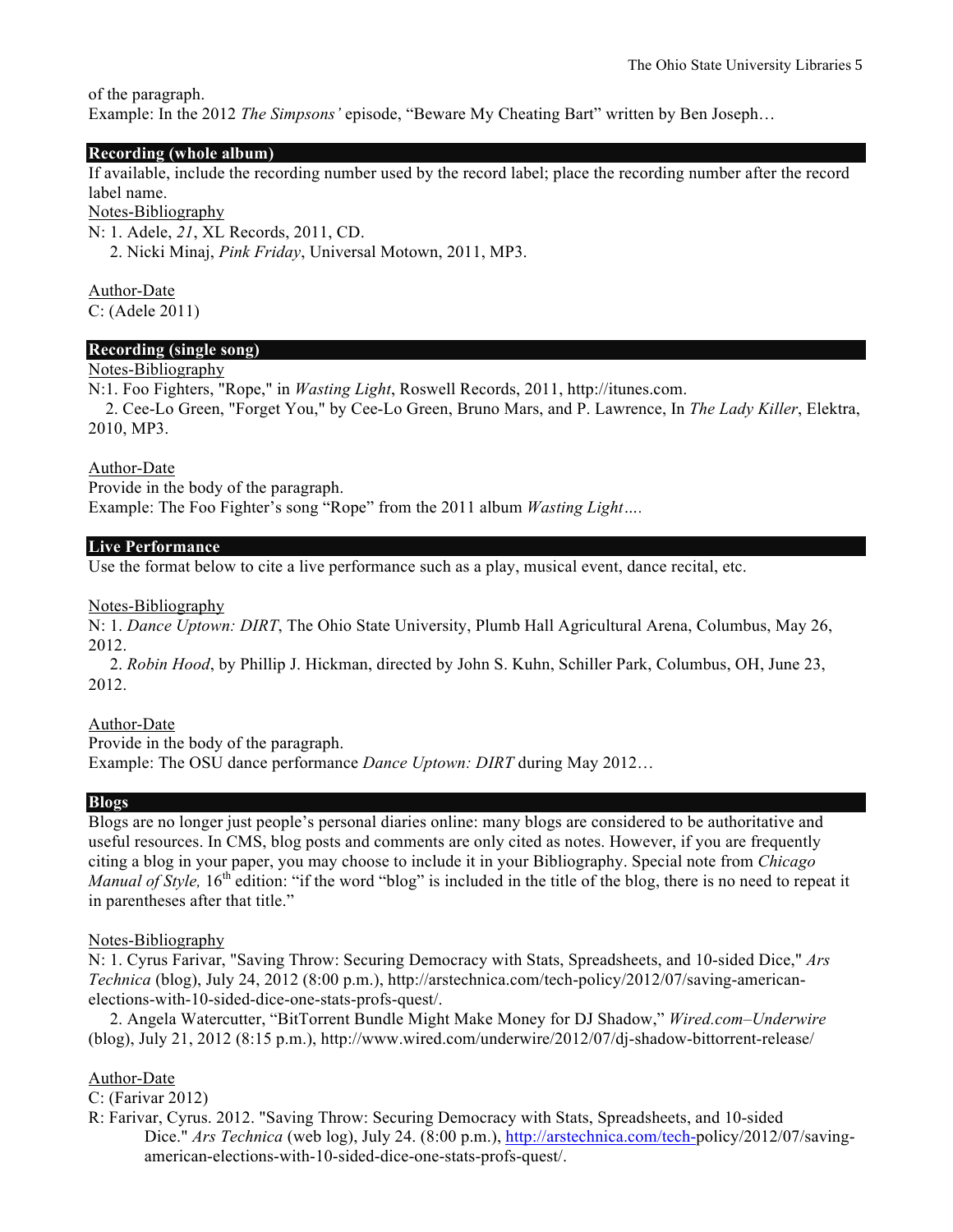of the paragraph.
Example: In the 2012 *The Simpsons'* episode, "Beware My Cheating Bart" written by Ben Joseph…

## Recording (whole album)

If available, include the recording number used by the record label; place the recording number after the record label name.

Notes-Bibliography

N: 1. Adele, *21*, XL Records, 2011, CD.
  2. Nicki Minaj, *Pink Friday*, Universal Motown, 2011, MP3.

Author-Date

C: (Adele 2011)

## Recording (single song)

Notes-Bibliography

N:1. Foo Fighters, "Rope," in *Wasting Light*, Roswell Records, 2011, http://itunes.com.
  2. Cee-Lo Green, "Forget You," by Cee-Lo Green, Bruno Mars, and P. Lawrence, In *The Lady Killer*, Elektra, 2010, MP3.

Author-Date

Provide in the body of the paragraph.
Example: The Foo Fighter's song "Rope" from the 2011 album *Wasting Light….*

## Live Performance

Use the format below to cite a live performance such as a play, musical event, dance recital, etc.

Notes-Bibliography

N: 1. *Dance Uptown: DIRT*, The Ohio State University, Plumb Hall Agricultural Arena, Columbus, May 26, 2012.
  2. *Robin Hood*, by Phillip J. Hickman, directed by John S. Kuhn, Schiller Park, Columbus, OH, June 23, 2012.

Author-Date

Provide in the body of the paragraph.
Example: The OSU dance performance *Dance Uptown: DIRT* during May 2012…

## Blogs

Blogs are no longer just people's personal diaries online: many blogs are considered to be authoritative and useful resources. In CMS, blog posts and comments are only cited as notes. However, if you are frequently citing a blog in your paper, you may choose to include it in your Bibliography. Special note from *Chicago Manual of Style,* 16th edition: "if the word "blog" is included in the title of the blog, there is no need to repeat it in parentheses after that title."

Notes-Bibliography

N: 1. Cyrus Farivar, "Saving Throw: Securing Democracy with Stats, Spreadsheets, and 10-sided Dice," *Ars Technica* (blog), July 24, 2012 (8:00 p.m.), http://arstechnica.com/tech-policy/2012/07/saving-american-elections-with-10-sided-dice-one-stats-profs-quest/.
  2. Angela Watercutter, "BitTorrent Bundle Might Make Money for DJ Shadow," *Wired.com–Underwire* (blog), July 21, 2012 (8:15 p.m.), http://www.wired.com/underwire/2012/07/dj-shadow-bittorrent-release/

Author-Date

C: (Farivar 2012)

R: Farivar, Cyrus. 2012. "Saving Throw: Securing Democracy with Stats, Spreadsheets, and 10-sided Dice." *Ars Technica* (web log), July 24. (8:00 p.m.), http://arstechnica.com/tech-policy/2012/07/saving-american-elections-with-10-sided-dice-one-stats-profs-quest/.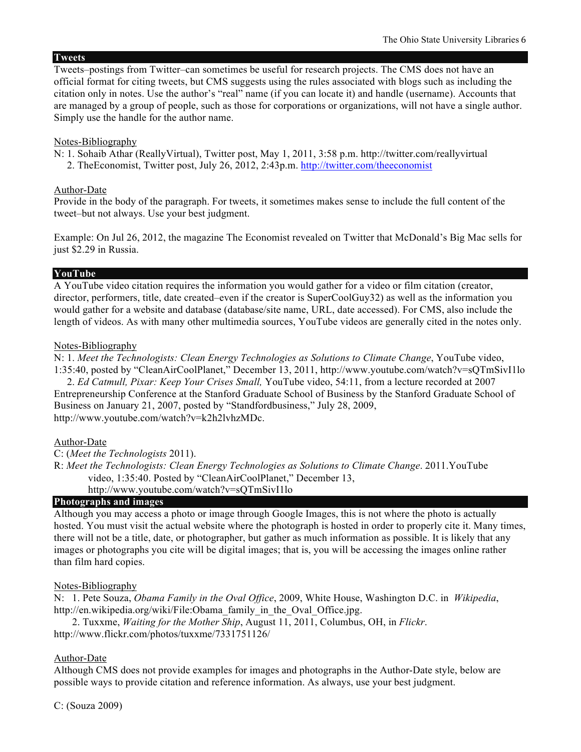## Tweets

Tweets–postings from Twitter–can sometimes be useful for research projects. The CMS does not have an official format for citing tweets, but CMS suggests using the rules associated with blogs such as including the citation only in notes. Use the author's "real" name (if you can locate it) and handle (username). Accounts that are managed by a group of people, such as those for corporations or organizations, will not have a single author. Simply use the handle for the author name.

Notes-Bibliography

N: 1. Sohaib Athar (ReallyVirtual), Twitter post, May 1, 2011, 3:58 p.m. http://twitter.com/reallyvirtual
2. TheEconomist, Twitter post, July 26, 2012, 2:43p.m. http://twitter.com/theeconomist

Author-Date

Provide in the body of the paragraph. For tweets, it sometimes makes sense to include the full content of the tweet–but not always. Use your best judgment.

Example: On Jul 26, 2012, the magazine The Economist revealed on Twitter that McDonald's Big Mac sells for just $2.29 in Russia.

## YouTube

A YouTube video citation requires the information you would gather for a video or film citation (creator, director, performers, title, date created–even if the creator is SuperCoolGuy32) as well as the information you would gather for a website and database (database/site name, URL, date accessed). For CMS, also include the length of videos. As with many other multimedia sources, YouTube videos are generally cited in the notes only.

Notes-Bibliography

N: 1. *Meet the Technologists: Clean Energy Technologies as Solutions to Climate Change*, YouTube video, 1:35:40, posted by "CleanAirCoolPlanet," December 13, 2011, http://www.youtube.com/watch?v=sQTmSivI1lo
2. *Ed Catmull, Pixar: Keep Your Crises Small,* YouTube video, 54:11, from a lecture recorded at 2007 Entrepreneurship Conference at the Stanford Graduate School of Business by the Stanford Graduate School of Business on January 21, 2007, posted by "Standfordbusiness," July 28, 2009, http://www.youtube.com/watch?v=k2h2lvhzMDc.

Author-Date

C: (*Meet the Technologists* 2011).

R: *Meet the Technologists: Clean Energy Technologies as Solutions to Climate Change*. 2011.YouTube video, 1:35:40. Posted by "CleanAirCoolPlanet," December 13, http://www.youtube.com/watch?v=sQTmSivI1lo

## Photographs and images

Although you may access a photo or image through Google Images, this is not where the photo is actually hosted. You must visit the actual website where the photograph is hosted in order to properly cite it. Many times, there will not be a title, date, or photographer, but gather as much information as possible. It is likely that any images or photographs you cite will be digital images; that is, you will be accessing the images online rather than film hard copies.

Notes-Bibliography

N: 1. Pete Souza, *Obama Family in the Oval Office*, 2009, White House, Washington D.C. in *Wikipedia*, http://en.wikipedia.org/wiki/File:Obama_family_in_the_Oval_Office.jpg.
2. Tuxxme, *Waiting for the Mother Ship*, August 11, 2011, Columbus, OH, in *Flickr*. http://www.flickr.com/photos/tuxxme/7331751126/

Author-Date

Although CMS does not provide examples for images and photographs in the Author-Date style, below are possible ways to provide citation and reference information. As always, use your best judgment.

C: (Souza 2009)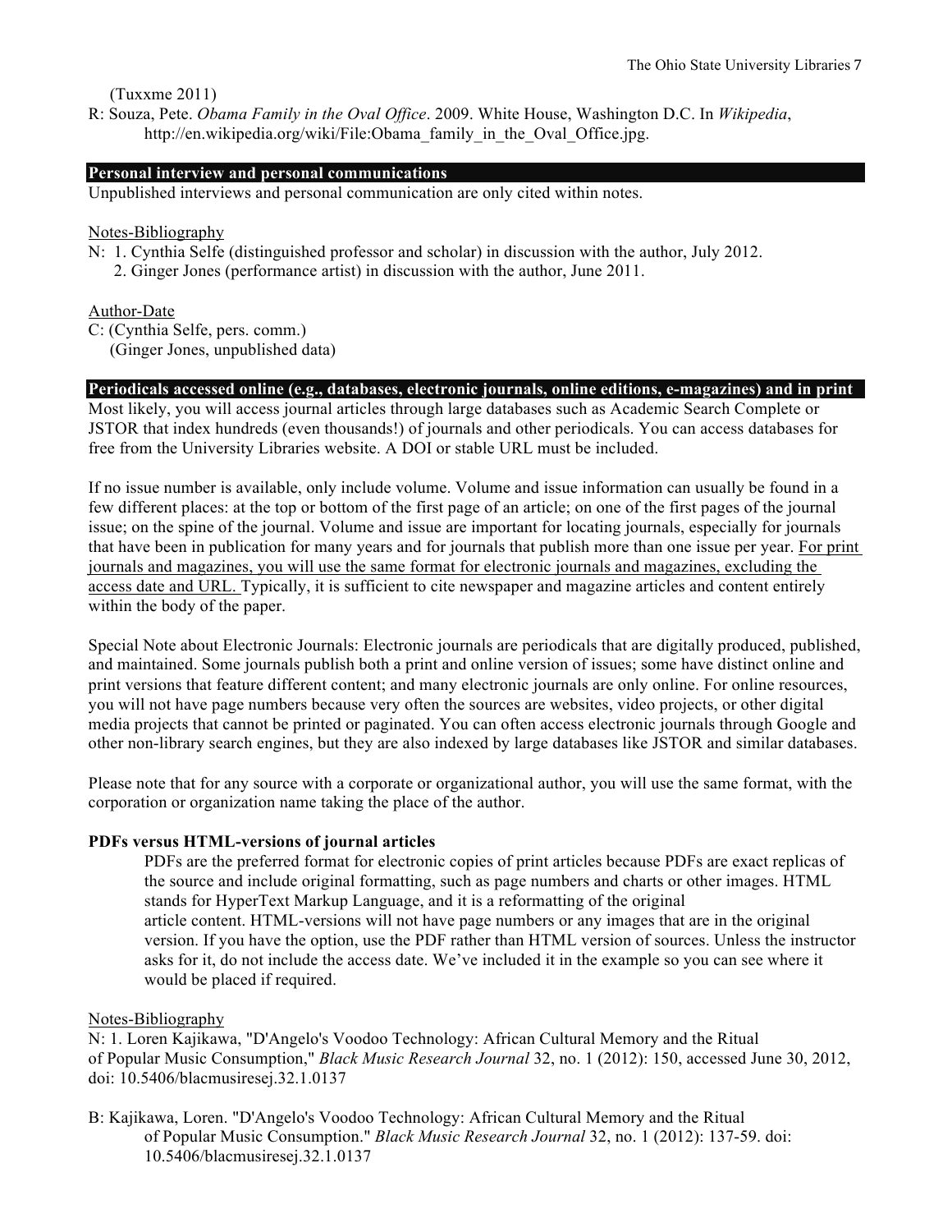(Tuxxme 2011)

R: Souza, Pete. *Obama Family in the Oval Office*. 2009. White House, Washington D.C. In *Wikipedia*, http://en.wikipedia.org/wiki/File:Obama_family_in_the_Oval_Office.jpg.

## Personal interview and personal communications

Unpublished interviews and personal communication are only cited within notes.

Notes-Bibliography

N: 1. Cynthia Selfe (distinguished professor and scholar) in discussion with the author, July 2012.
2. Ginger Jones (performance artist) in discussion with the author, June 2011.

Author-Date

C: (Cynthia Selfe, pers. comm.)
(Ginger Jones, unpublished data)

## Periodicals accessed online (e.g., databases, electronic journals, online editions, e-magazines) and in print

Most likely, you will access journal articles through large databases such as Academic Search Complete or JSTOR that index hundreds (even thousands!) of journals and other periodicals. You can access databases for free from the University Libraries website. A DOI or stable URL must be included.

If no issue number is available, only include volume. Volume and issue information can usually be found in a few different places: at the top or bottom of the first page of an article; on one of the first pages of the journal issue; on the spine of the journal. Volume and issue are important for locating journals, especially for journals that have been in publication for many years and for journals that publish more than one issue per year. For print journals and magazines, you will use the same format for electronic journals and magazines, excluding the access date and URL. Typically, it is sufficient to cite newspaper and magazine articles and content entirely within the body of the paper.

Special Note about Electronic Journals: Electronic journals are periodicals that are digitally produced, published, and maintained. Some journals publish both a print and online version of issues; some have distinct online and print versions that feature different content; and many electronic journals are only online. For online resources, you will not have page numbers because very often the sources are websites, video projects, or other digital media projects that cannot be printed or paginated. You can often access electronic journals through Google and other non-library search engines, but they are also indexed by large databases like JSTOR and similar databases.

Please note that for any source with a corporate or organizational author, you will use the same format, with the corporation or organization name taking the place of the author.

### PDFs versus HTML-versions of journal articles

PDFs are the preferred format for electronic copies of print articles because PDFs are exact replicas of the source and include original formatting, such as page numbers and charts or other images. HTML stands for HyperText Markup Language, and it is a reformatting of the original article content. HTML-versions will not have page numbers or any images that are in the original version. If you have the option, use the PDF rather than HTML version of sources. Unless the instructor asks for it, do not include the access date. We've included it in the example so you can see where it would be placed if required.

Notes-Bibliography

N: 1. Loren Kajikawa, "D'Angelo's Voodoo Technology: African Cultural Memory and the Ritual of Popular Music Consumption," *Black Music Research Journal* 32, no. 1 (2012): 150, accessed June 30, 2012, doi: 10.5406/blacmusiresej.32.1.0137

B: Kajikawa, Loren. "D'Angelo's Voodoo Technology: African Cultural Memory and the Ritual of Popular Music Consumption." *Black Music Research Journal* 32, no. 1 (2012): 137-59. doi: 10.5406/blacmusiresej.32.1.0137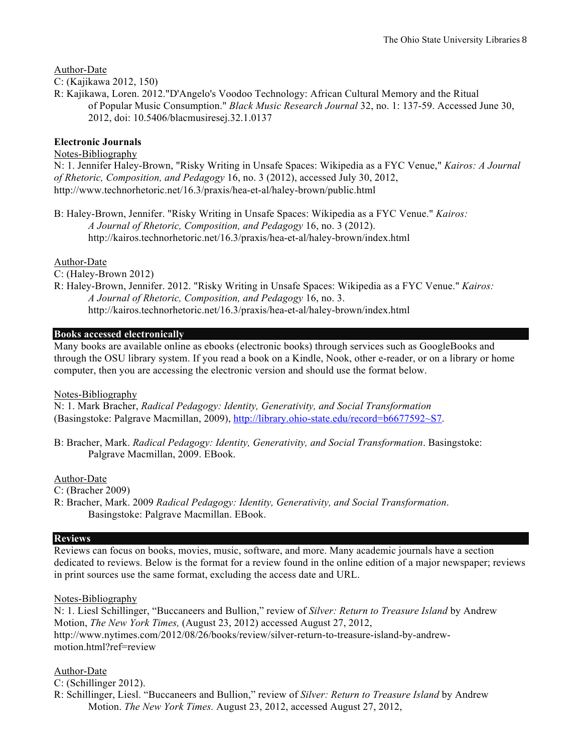Author-Date

C: (Kajikawa 2012, 150)

R: Kajikawa, Loren. 2012."D'Angelo's Voodoo Technology: African Cultural Memory and the Ritual of Popular Music Consumption." *Black Music Research Journal* 32, no. 1: 137-59. Accessed June 30, 2012, doi: 10.5406/blacmusiresej.32.1.0137

**Electronic Journals**

Notes-Bibliography

N: 1. Jennifer Haley-Brown, "Risky Writing in Unsafe Spaces: Wikipedia as a FYC Venue," *Kairos: A Journal of Rhetoric, Composition, and Pedagogy* 16, no. 3 (2012), accessed July 30, 2012, http://www.technorhetoric.net/16.3/praxis/hea-et-al/haley-brown/public.html

B: Haley-Brown, Jennifer. "Risky Writing in Unsafe Spaces: Wikipedia as a FYC Venue." *Kairos: A Journal of Rhetoric, Composition, and Pedagogy* 16, no. 3 (2012). http://kairos.technorhetoric.net/16.3/praxis/hea-et-al/haley-brown/index.html

Author-Date

C: (Haley-Brown 2012)

R: Haley-Brown, Jennifer. 2012. "Risky Writing in Unsafe Spaces: Wikipedia as a FYC Venue." *Kairos: A Journal of Rhetoric, Composition, and Pedagogy* 16, no. 3. http://kairos.technorhetoric.net/16.3/praxis/hea-et-al/haley-brown/index.html

## Books accessed electronically

Many books are available online as ebooks (electronic books) through services such as GoogleBooks and through the OSU library system. If you read a book on a Kindle, Nook, other e-reader, or on a library or home computer, then you are accessing the electronic version and should use the format below.

Notes-Bibliography

N: 1. Mark Bracher, *Radical Pedagogy: Identity, Generativity, and Social Transformation* (Basingstoke: Palgrave Macmillan, 2009), http://library.ohio-state.edu/record=b6677592~S7.

B: Bracher, Mark. *Radical Pedagogy: Identity, Generativity, and Social Transformation*. Basingstoke: Palgrave Macmillan, 2009. EBook.

Author-Date

C: (Bracher 2009)

R: Bracher, Mark. 2009 *Radical Pedagogy: Identity, Generativity, and Social Transformation*. Basingstoke: Palgrave Macmillan. EBook.

## Reviews

Reviews can focus on books, movies, music, software, and more. Many academic journals have a section dedicated to reviews. Below is the format for a review found in the online edition of a major newspaper; reviews in print sources use the same format, excluding the access date and URL.

Notes-Bibliography

N: 1. Liesl Schillinger, “Buccaneers and Bullion,” review of *Silver: Return to Treasure Island* by Andrew Motion, *The New York Times,* (August 23, 2012) accessed August 27, 2012, http://www.nytimes.com/2012/08/26/books/review/silver-return-to-treasure-island-by-andrew-motion.html?ref=review

Author-Date

C: (Schillinger 2012).

R: Schillinger, Liesl. “Buccaneers and Bullion,” review of *Silver: Return to Treasure Island* by Andrew Motion. *The New York Times.* August 23, 2012, accessed August 27, 2012,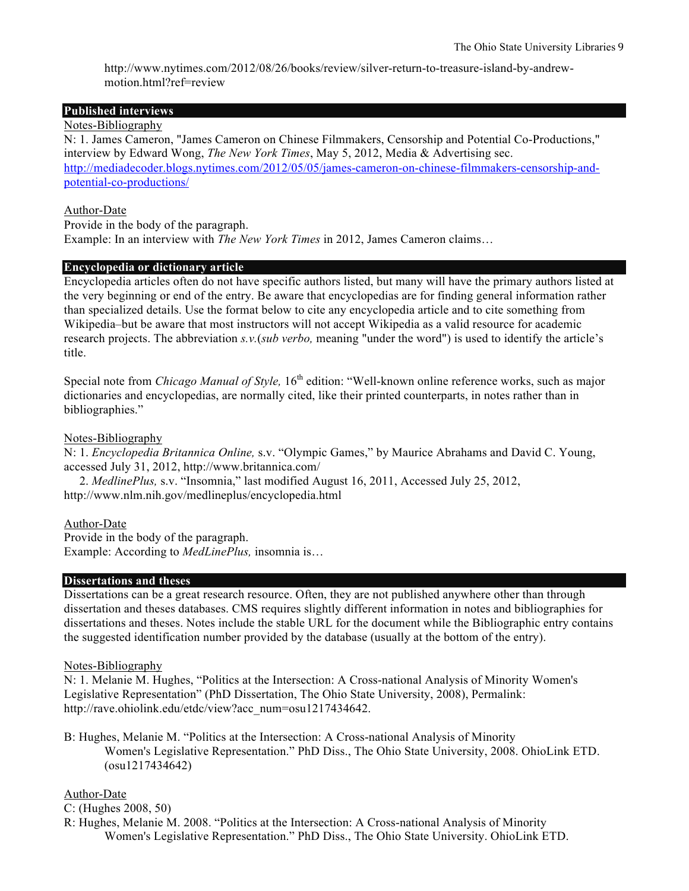http://www.nytimes.com/2012/08/26/books/review/silver-return-to-treasure-island-by-andrew-motion.html?ref=review

## Published interviews

Notes-Bibliography

N: 1. James Cameron, "James Cameron on Chinese Filmmakers, Censorship and Potential Co-Productions," interview by Edward Wong, *The New York Times*, May 5, 2012, Media & Advertising sec. http://mediadecoder.blogs.nytimes.com/2012/05/05/james-cameron-on-chinese-filmmakers-censorship-and-potential-co-productions/

Author-Date

Provide in the body of the paragraph.

Example: In an interview with *The New York Times* in 2012, James Cameron claims…

## Encyclopedia or dictionary article

Encyclopedia articles often do not have specific authors listed, but many will have the primary authors listed at the very beginning or end of the entry. Be aware that encyclopedias are for finding general information rather than specialized details. Use the format below to cite any encyclopedia article and to cite something from Wikipedia–but be aware that most instructors will not accept Wikipedia as a valid resource for academic research projects. The abbreviation *s.v.*(*sub verbo,* meaning "under the word") is used to identify the article's title.

Special note from *Chicago Manual of Style,* 16th edition: "Well-known online reference works, such as major dictionaries and encyclopedias, are normally cited, like their printed counterparts, in notes rather than in bibliographies."

Notes-Bibliography

N: 1. *Encyclopedia Britannica Online,* s.v. "Olympic Games," by Maurice Abrahams and David C. Young, accessed July 31, 2012, http://www.britannica.com/

2. *MedlinePlus,* s.v. "Insomnia," last modified August 16, 2011, Accessed July 25, 2012, http://www.nlm.nih.gov/medlineplus/encyclopedia.html

Author-Date

Provide in the body of the paragraph.

Example: According to *MedLinePlus,* insomnia is…

## Dissertations and theses

Dissertations can be a great research resource. Often, they are not published anywhere other than through dissertation and theses databases. CMS requires slightly different information in notes and bibliographies for dissertations and theses. Notes include the stable URL for the document while the Bibliographic entry contains the suggested identification number provided by the database (usually at the bottom of the entry).

Notes-Bibliography

N: 1. Melanie M. Hughes, "Politics at the Intersection: A Cross-national Analysis of Minority Women's Legislative Representation" (PhD Dissertation, The Ohio State University, 2008), Permalink: http://rave.ohiolink.edu/etdc/view?acc_num=osu1217434642.

B: Hughes, Melanie M. "Politics at the Intersection: A Cross-national Analysis of Minority Women's Legislative Representation." PhD Diss., The Ohio State University, 2008. OhioLink ETD. (osu1217434642)

Author-Date

C: (Hughes 2008, 50)

R: Hughes, Melanie M. 2008. "Politics at the Intersection: A Cross-national Analysis of Minority Women's Legislative Representation." PhD Diss., The Ohio State University. OhioLink ETD.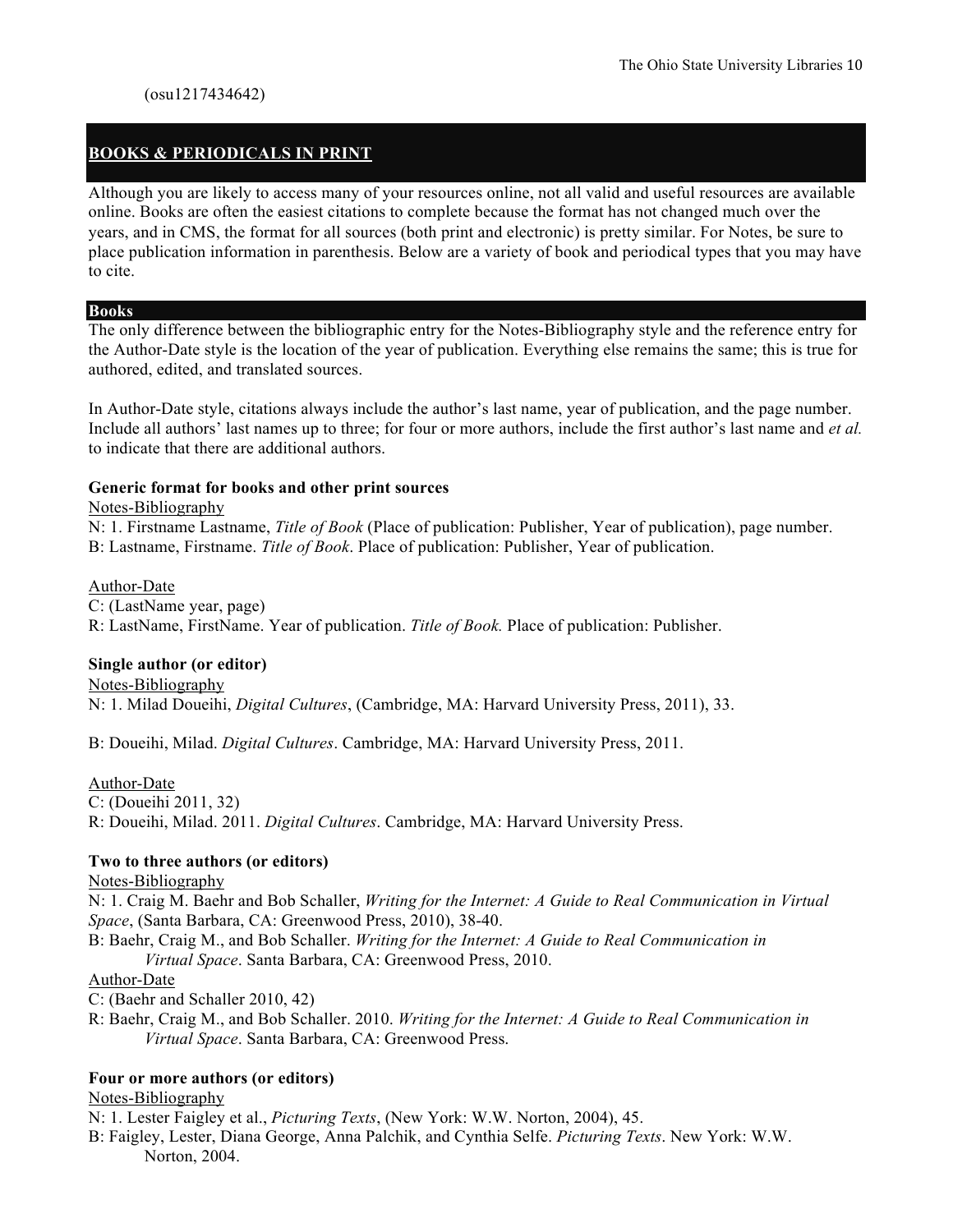(osu1217434642)

## BOOKS & PERIODICALS IN PRINT

Although you are likely to access many of your resources online, not all valid and useful resources are available online. Books are often the easiest citations to complete because the format has not changed much over the years, and in CMS, the format for all sources (both print and electronic) is pretty similar. For Notes, be sure to place publication information in parenthesis. Below are a variety of book and periodical types that you may have to cite.

### Books

The only difference between the bibliographic entry for the Notes-Bibliography style and the reference entry for the Author-Date style is the location of the year of publication. Everything else remains the same; this is true for authored, edited, and translated sources.

In Author-Date style, citations always include the author's last name, year of publication, and the page number. Include all authors' last names up to three; for four or more authors, include the first author's last name and *et al.* to indicate that there are additional authors.

**Generic format for books and other print sources**

Notes-Bibliography

N: 1. Firstname Lastname, *Title of Book* (Place of publication: Publisher, Year of publication), page number.

B: Lastname, Firstname. *Title of Book*. Place of publication: Publisher, Year of publication.

Author-Date

C: (LastName year, page)

R: LastName, FirstName. Year of publication. *Title of Book.* Place of publication: Publisher.

**Single author (or editor)**

Notes-Bibliography

N: 1. Milad Doueihi, *Digital Cultures*, (Cambridge, MA: Harvard University Press, 2011), 33.

B: Doueihi, Milad. *Digital Cultures*. Cambridge, MA: Harvard University Press, 2011.

Author-Date

C: (Doueihi 2011, 32)

R: Doueihi, Milad. 2011. *Digital Cultures*. Cambridge, MA: Harvard University Press.

**Two to three authors (or editors)**

Notes-Bibliography

N: 1. Craig M. Baehr and Bob Schaller, *Writing for the Internet: A Guide to Real Communication in Virtual Space*, (Santa Barbara, CA: Greenwood Press, 2010), 38-40.

B: Baehr, Craig M., and Bob Schaller. *Writing for the Internet: A Guide to Real Communication in Virtual Space*. Santa Barbara, CA: Greenwood Press, 2010.

Author-Date

C: (Baehr and Schaller 2010, 42)

R: Baehr, Craig M., and Bob Schaller. 2010. *Writing for the Internet: A Guide to Real Communication in Virtual Space*. Santa Barbara, CA: Greenwood Press.

**Four or more authors (or editors)**

Notes-Bibliography

N: 1. Lester Faigley et al., *Picturing Texts*, (New York: W.W. Norton, 2004), 45.

B: Faigley, Lester, Diana George, Anna Palchik, and Cynthia Selfe. *Picturing Texts*. New York: W.W. Norton, 2004.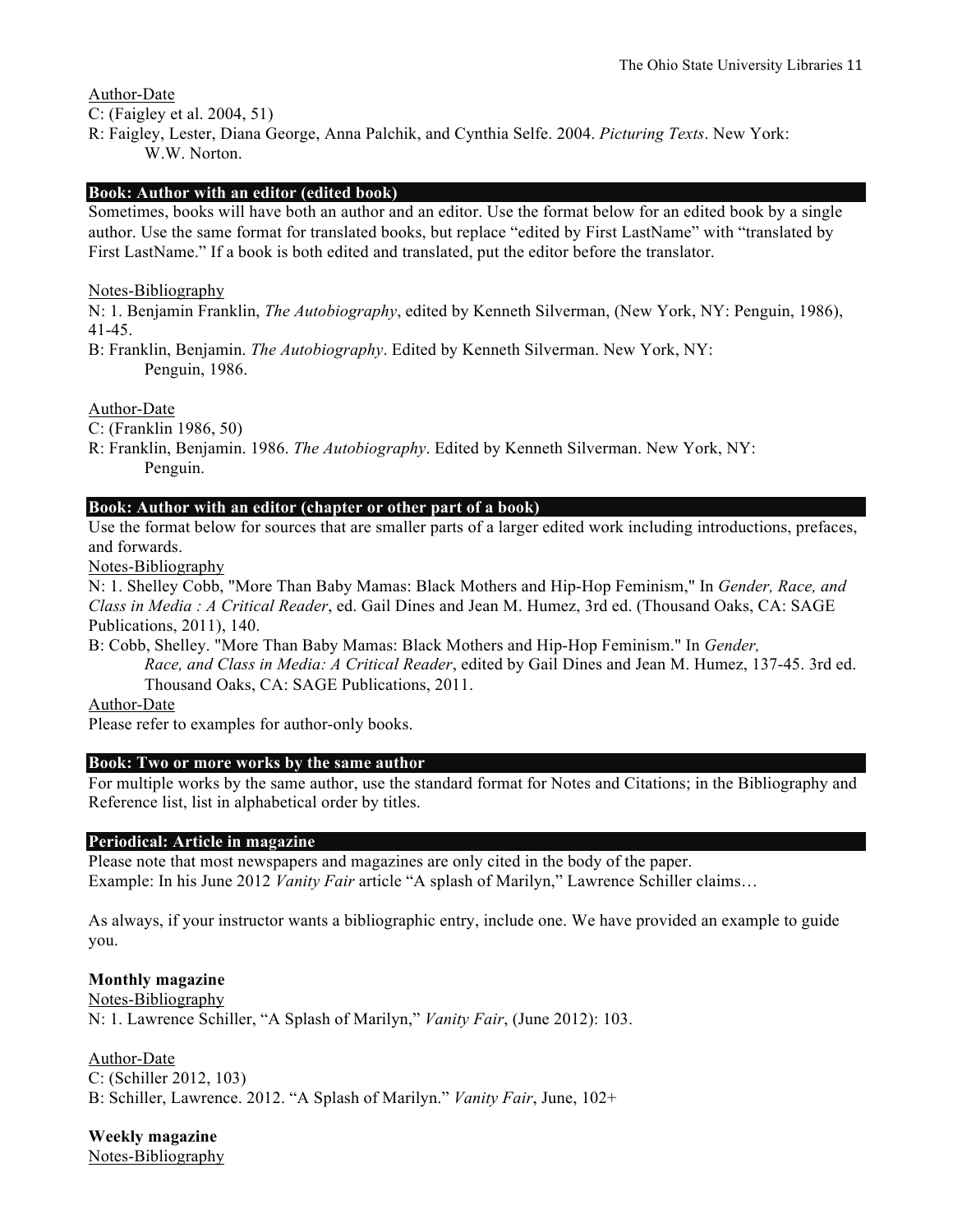Author-Date

C: (Faigley et al. 2004, 51)

R: Faigley, Lester, Diana George, Anna Palchik, and Cynthia Selfe. 2004. *Picturing Texts*. New York: W.W. Norton.

### Book: Author with an editor (edited book)

Sometimes, books will have both an author and an editor. Use the format below for an edited book by a single author. Use the same format for translated books, but replace "edited by First LastName" with "translated by First LastName." If a book is both edited and translated, put the editor before the translator.

Notes-Bibliography

N: 1. Benjamin Franklin, *The Autobiography*, edited by Kenneth Silverman, (New York, NY: Penguin, 1986), 41-45.

B: Franklin, Benjamin. *The Autobiography*. Edited by Kenneth Silverman. New York, NY: Penguin, 1986.

Author-Date

C: (Franklin 1986, 50)

R: Franklin, Benjamin. 1986. *The Autobiography*. Edited by Kenneth Silverman. New York, NY: Penguin.

### Book: Author with an editor (chapter or other part of a book)

Use the format below for sources that are smaller parts of a larger edited work including introductions, prefaces, and forwards.

Notes-Bibliography

N: 1. Shelley Cobb, "More Than Baby Mamas: Black Mothers and Hip-Hop Feminism," In *Gender, Race, and Class in Media : A Critical Reader*, ed. Gail Dines and Jean M. Humez, 3rd ed. (Thousand Oaks, CA: SAGE Publications, 2011), 140.

B: Cobb, Shelley. "More Than Baby Mamas: Black Mothers and Hip-Hop Feminism." In *Gender, Race, and Class in Media: A Critical Reader*, edited by Gail Dines and Jean M. Humez, 137-45. 3rd ed. Thousand Oaks, CA: SAGE Publications, 2011.

Author-Date

Please refer to examples for author-only books.

### Book: Two or more works by the same author

For multiple works by the same author, use the standard format for Notes and Citations; in the Bibliography and Reference list, list in alphabetical order by titles.

### Periodical: Article in magazine

Please note that most newspapers and magazines are only cited in the body of the paper.
Example: In his June 2012 *Vanity Fair* article "A splash of Marilyn," Lawrence Schiller claims…

As always, if your instructor wants a bibliographic entry, include one. We have provided an example to guide you.

**Monthly magazine**

Notes-Bibliography

N: 1. Lawrence Schiller, "A Splash of Marilyn," *Vanity Fair*, (June 2012): 103.

Author-Date

C: (Schiller 2012, 103)

B: Schiller, Lawrence. 2012. "A Splash of Marilyn." *Vanity Fair*, June, 102+

**Weekly magazine**

Notes-Bibliography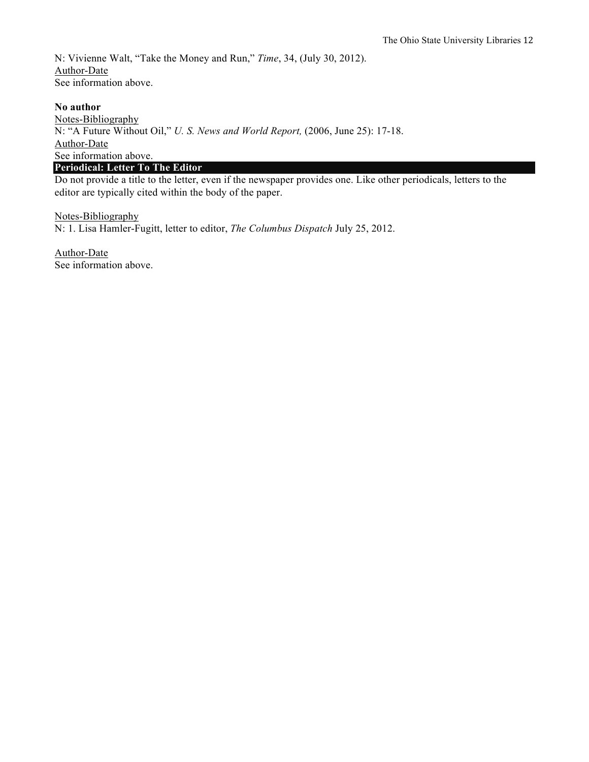N: Vivienne Walt, “Take the Money and Run,” *Time*, 34, (July 30, 2012).
Author-Date
See information above.

**No author**
Notes-Bibliography
N: “A Future Without Oil,” *U. S. News and World Report,* (2006, June 25): 17-18.
Author-Date
See information above.

## Periodical: Letter To The Editor

Do not provide a title to the letter, even if the newspaper provides one. Like other periodicals, letters to the editor are typically cited within the body of the paper.

Notes-Bibliography
N: 1. Lisa Hamler-Fugitt, letter to editor, *The Columbus Dispatch* July 25, 2012.

Author-Date
See information above.